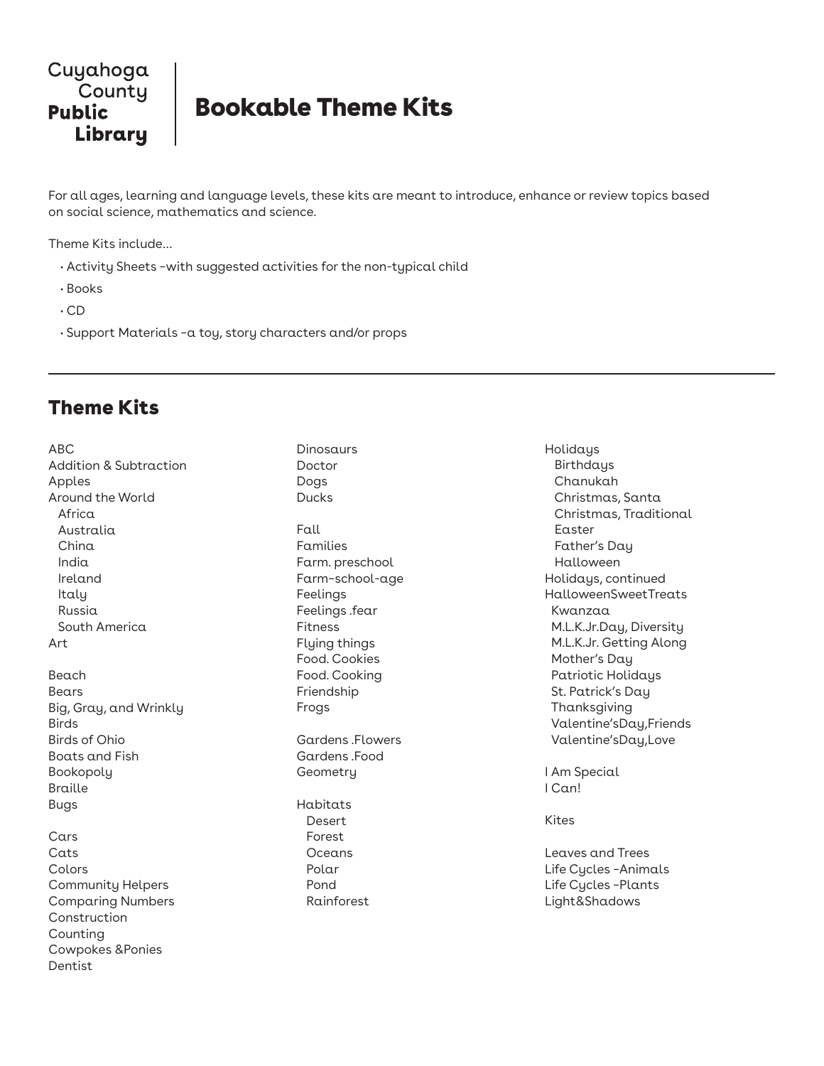Cuyahoga County **Public Library**

# Bookable Theme Kits

For all ages, learning and language levels, these kits are meant to introduce, enhance or review topics based on social science, mathematics and science.

Theme Kits include…

- Activity Sheets –with suggested activities for the non-typical child
- Books
- CD
- Support Materials –a toy, story characters and/or props

---

## Theme Kits

ABC
Addition & Subtraction
Apples
Around the World
- Africa
- Australia
- China
- India
- Ireland
- Italy
- Russia
- South America

Art

Beach
Bears
Big, Gray, and Wrinkly
Birds
Birds of Ohio
Boats and Fish
Bookopoly
Braille
Bugs

Cars
Cats
Colors
Community Helpers
Comparing Numbers
Construction
Counting
Cowpokes &Ponies
Dentist

Dinosaurs
Doctor
Dogs
Ducks

Fall
Families
Farm. preschool
Farm-school-age
Feelings
Feelings .fear
Fitness
Flying things
Food. Cookies
Food. Cooking
Friendship
Frogs

Gardens .Flowers
Gardens .Food
Geometry

Habitats
- Desert
- Forest
- Oceans
- Polar
- Pond
- Rainforest

Holidays
- Birthdays
- Chanukah
- Christmas, Santa
- Christmas, Traditional
- Easter
- Father's Day
- Halloween

Holidays, continued
HalloweenSweetTreats
- Kwanzaa
- M.L.K.Jr.Day, Diversity
- M.L.K.Jr. Getting Along
- Mother's Day
- Patriotic Holidays
- St. Patrick's Day
- Thanksgiving
- Valentine'sDay,Friends
- Valentine'sDay,Love

I Am Special
I Can!

Kites

Leaves and Trees
Life Cycles -Animals
Life Cycles -Plants
Light&Shadows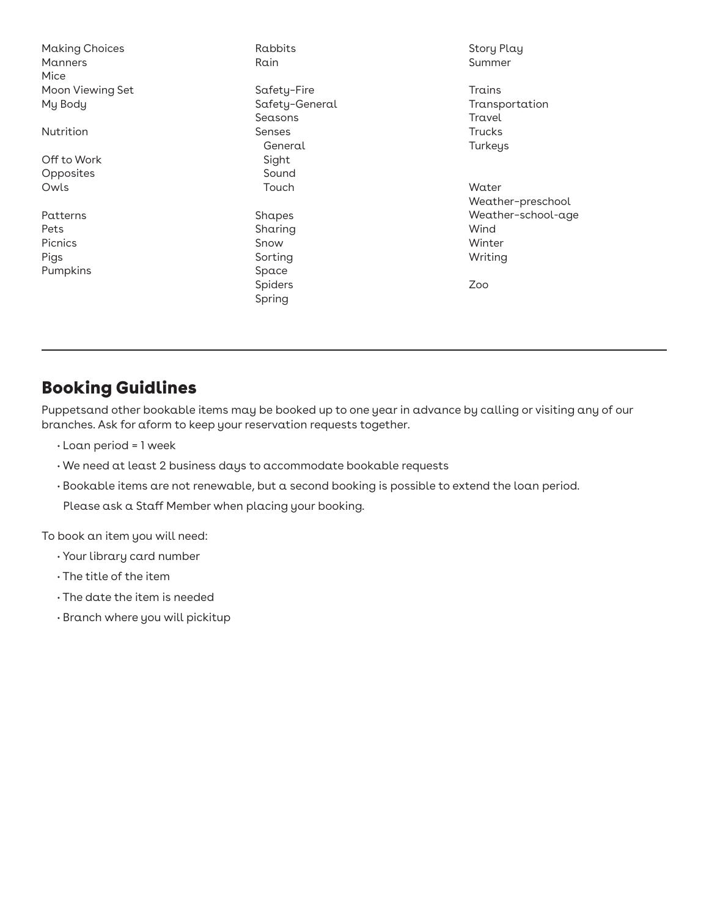Making Choices
Manners
Mice
Moon Viewing Set
My Body

Nutrition

Off to Work
Opposites
Owls

Patterns
Pets
Picnics
Pigs
Pumpkins

Rabbits
Rain

Safety-Fire
Safety-General
Seasons
Senses
  General
  Sight
  Sound
  Touch

Shapes
Sharing
Snow
Sorting
Space
Spiders
Spring

Story Play
Summer

Trains
Transportation
Travel
Trucks
Turkeys

Water
Weather-preschool
Weather-school-age
Wind
Winter
Writing

Zoo

---

## Booking Guidlines

Puppetsand other bookable items may be booked up to one year in advance by calling or visiting any of our branches. Ask for aform to keep your reservation requests together.

- Loan period = 1 week
- We need at least 2 business days to accommodate bookable requests
- Bookable items are not renewable, but a second booking is possible to extend the loan period. Please ask a Staff Member when placing your booking.

To book an item you will need:

- Your library card number
- The title of the item
- The date the item is needed
- Branch where you will pickitup